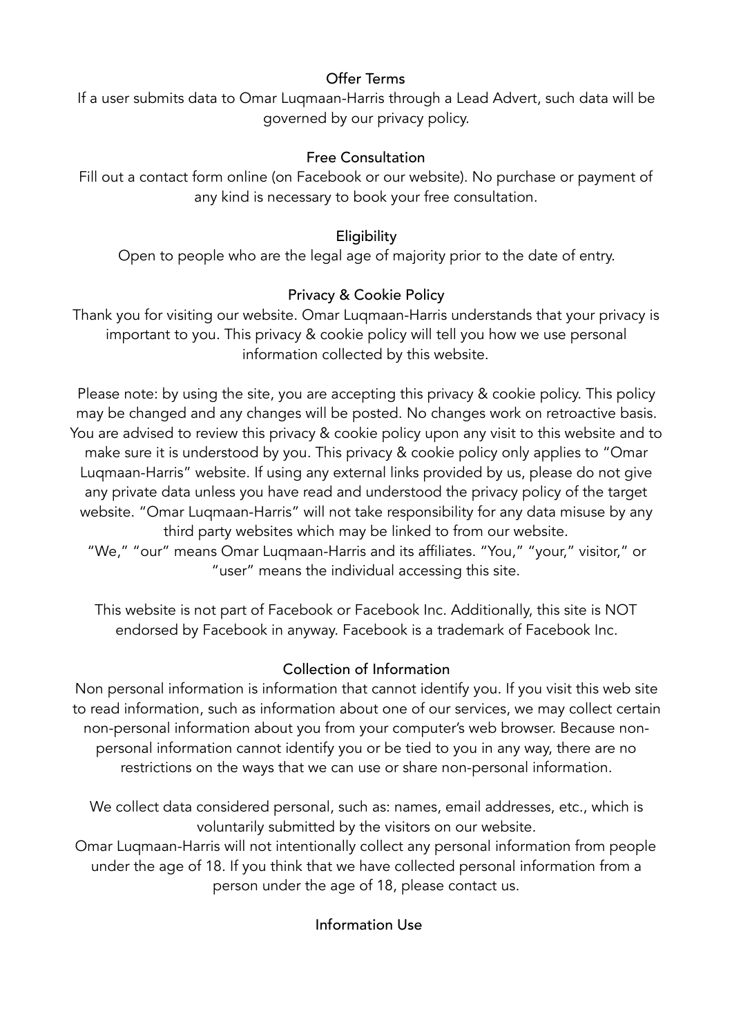## Offer Terms

If a user submits data to Omar Luqmaan-Harris through a Lead Advert, such data will be governed by our privacy policy.

## Free Consultation

Fill out a contact form online (on Facebook or our website). No purchase or payment of any kind is necessary to book your free consultation.

## Eligibility

Open to people who are the legal age of majority prior to the date of entry.

## Privacy & Cookie Policy

Thank you for visiting our website. Omar Luqmaan-Harris understands that your privacy is important to you. This privacy & cookie policy will tell you how we use personal information collected by this website.

Please note: by using the site, you are accepting this privacy & cookie policy. This policy may be changed and any changes will be posted. No changes work on retroactive basis. You are advised to review this privacy & cookie policy upon any visit to this website and to make sure it is understood by you. This privacy & cookie policy only applies to "Omar Luqmaan-Harris" website. If using any external links provided by us, please do not give any private data unless you have read and understood the privacy policy of the target website. "Omar Luqmaan-Harris" will not take responsibility for any data misuse by any third party websites which may be linked to from our website.
"We," "our" means Omar Luqmaan-Harris and its affiliates. "You," "your," visitor," or "user" means the individual accessing this site.

This website is not part of Facebook or Facebook Inc. Additionally, this site is NOT endorsed by Facebook in anyway. Facebook is a trademark of Facebook Inc.

## Collection of Information

Non personal information is information that cannot identify you. If you visit this web site to read information, such as information about one of our services, we may collect certain non-personal information about you from your computer's web browser. Because non-personal information cannot identify you or be tied to you in any way, there are no restrictions on the ways that we can use or share non-personal information.

We collect data considered personal, such as: names, email addresses, etc., which is voluntarily submitted by the visitors on our website.
Omar Luqmaan-Harris will not intentionally collect any personal information from people under the age of 18. If you think that we have collected personal information from a person under the age of 18, please contact us.

## Information Use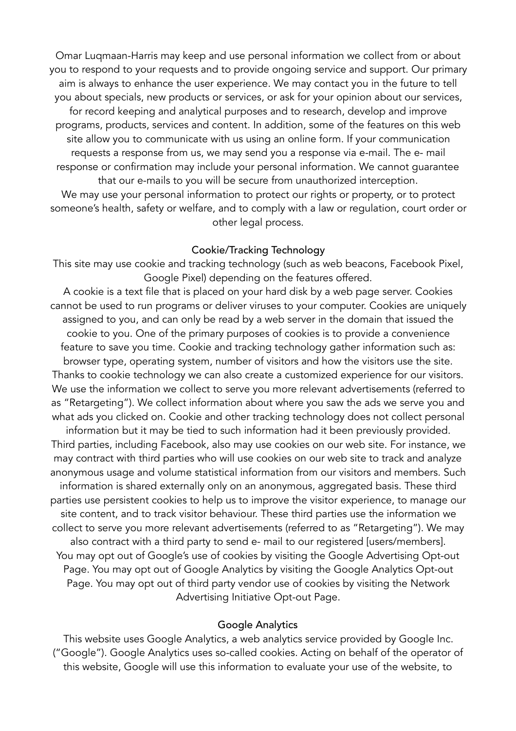Omar Luqmaan-Harris may keep and use personal information we collect from or about you to respond to your requests and to provide ongoing service and support. Our primary aim is always to enhance the user experience. We may contact you in the future to tell you about specials, new products or services, or ask for your opinion about our services, for record keeping and analytical purposes and to research, develop and improve programs, products, services and content. In addition, some of the features on this web site allow you to communicate with us using an online form. If your communication requests a response from us, we may send you a response via e-mail. The e- mail response or confirmation may include your personal information. We cannot guarantee that our e-mails to you will be secure from unauthorized interception.
We may use your personal information to protect our rights or property, or to protect someone's health, safety or welfare, and to comply with a law or regulation, court order or other legal process.

## Cookie/Tracking Technology

This site may use cookie and tracking technology (such as web beacons, Facebook Pixel, Google Pixel) depending on the features offered.
A cookie is a text file that is placed on your hard disk by a web page server. Cookies cannot be used to run programs or deliver viruses to your computer. Cookies are uniquely assigned to you, and can only be read by a web server in the domain that issued the cookie to you. One of the primary purposes of cookies is to provide a convenience feature to save you time. Cookie and tracking technology gather information such as: browser type, operating system, number of visitors and how the visitors use the site. Thanks to cookie technology we can also create a customized experience for our visitors. We use the information we collect to serve you more relevant advertisements (referred to as "Retargeting"). We collect information about where you saw the ads we serve you and what ads you clicked on. Cookie and other tracking technology does not collect personal information but it may be tied to such information had it been previously provided. Third parties, including Facebook, also may use cookies on our web site. For instance, we may contract with third parties who will use cookies on our web site to track and analyze anonymous usage and volume statistical information from our visitors and members. Such information is shared externally only on an anonymous, aggregated basis. These third parties use persistent cookies to help us to improve the visitor experience, to manage our site content, and to track visitor behaviour. These third parties use the information we collect to serve you more relevant advertisements (referred to as "Retargeting"). We may also contract with a third party to send e- mail to our registered [users/members].
You may opt out of Google's use of cookies by visiting the Google Advertising Opt-out Page. You may opt out of Google Analytics by visiting the Google Analytics Opt-out Page. You may opt out of third party vendor use of cookies by visiting the Network Advertising Initiative Opt-out Page.

## Google Analytics

This website uses Google Analytics, a web analytics service provided by Google Inc. ("Google"). Google Analytics uses so-called cookies. Acting on behalf of the operator of this website, Google will use this information to evaluate your use of the website, to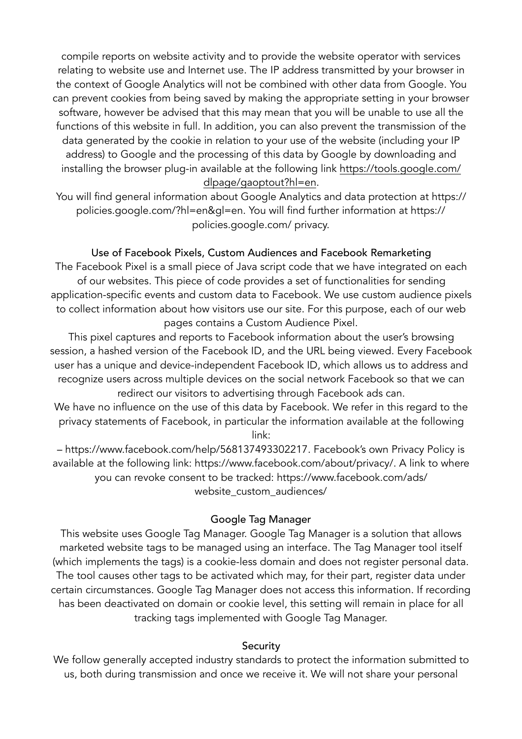compile reports on website activity and to provide the website operator with services relating to website use and Internet use. The IP address transmitted by your browser in the context of Google Analytics will not be combined with other data from Google. You can prevent cookies from being saved by making the appropriate setting in your browser software, however be advised that this may mean that you will be unable to use all the functions of this website in full. In addition, you can also prevent the transmission of the data generated by the cookie in relation to your use of the website (including your IP address) to Google and the processing of this data by Google by downloading and installing the browser plug-in available at the following link [https://tools.google.com/dlpage/gaoptout?hl=en](https://tools.google.com/dlpage/gaoptout?hl=en).

You will find general information about Google Analytics and data protection at https://policies.google.com/?hl=en&gl=en. You will find further information at https://policies.google.com/ privacy.

### Use of Facebook Pixels, Custom Audiences and Facebook Remarketing

The Facebook Pixel is a small piece of Java script code that we have integrated on each of our websites. This piece of code provides a set of functionalities for sending application-specific events and custom data to Facebook. We use custom audience pixels to collect information about how visitors use our site. For this purpose, each of our web pages contains a Custom Audience Pixel.

This pixel captures and reports to Facebook information about the user's browsing session, a hashed version of the Facebook ID, and the URL being viewed. Every Facebook user has a unique and device-independent Facebook ID, which allows us to address and recognize users across multiple devices on the social network Facebook so that we can redirect our visitors to advertising through Facebook ads can.

We have no influence on the use of this data by Facebook. We refer in this regard to the privacy statements of Facebook, in particular the information available at the following link:

– https://www.facebook.com/help/568137493302217. Facebook's own Privacy Policy is available at the following link: https://www.facebook.com/about/privacy/. A link to where you can revoke consent to be tracked: https://www.facebook.com/ads/website_custom_audiences/

### Google Tag Manager

This website uses Google Tag Manager. Google Tag Manager is a solution that allows marketed website tags to be managed using an interface. The Tag Manager tool itself (which implements the tags) is a cookie-less domain and does not register personal data. The tool causes other tags to be activated which may, for their part, register data under certain circumstances. Google Tag Manager does not access this information. If recording has been deactivated on domain or cookie level, this setting will remain in place for all tracking tags implemented with Google Tag Manager.

### Security

We follow generally accepted industry standards to protect the information submitted to us, both during transmission and once we receive it. We will not share your personal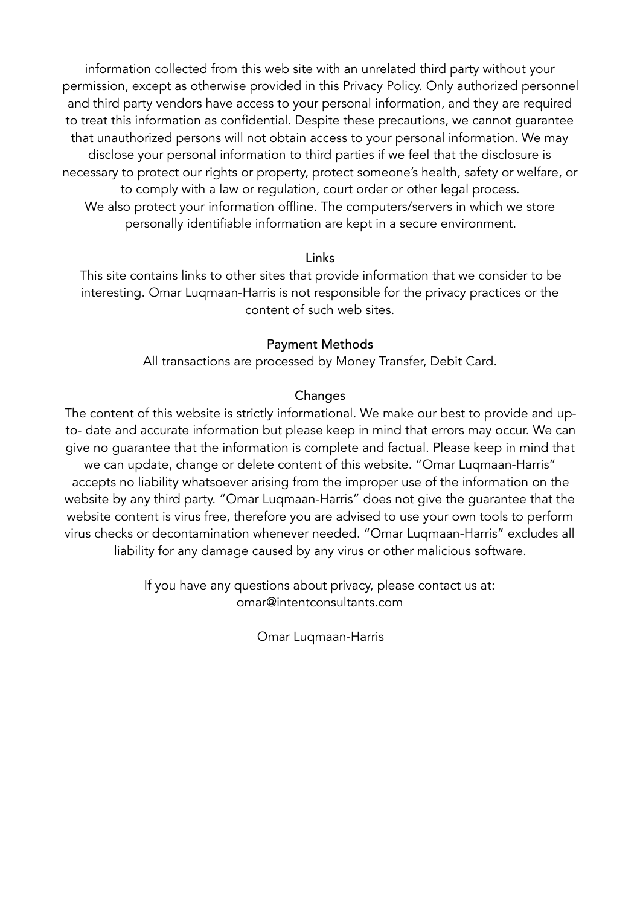information collected from this web site with an unrelated third party without your permission, except as otherwise provided in this Privacy Policy. Only authorized personnel and third party vendors have access to your personal information, and they are required to treat this information as confidential. Despite these precautions, we cannot guarantee that unauthorized persons will not obtain access to your personal information. We may disclose your personal information to third parties if we feel that the disclosure is necessary to protect our rights or property, protect someone's health, safety or welfare, or to comply with a law or regulation, court order or other legal process.
We also protect your information offline. The computers/servers in which we store personally identifiable information are kept in a secure environment.

## Links

This site contains links to other sites that provide information that we consider to be interesting. Omar Luqmaan-Harris is not responsible for the privacy practices or the content of such web sites.

## Payment Methods

All transactions are processed by Money Transfer, Debit Card.

## Changes

The content of this website is strictly informational. We make our best to provide and up-to- date and accurate information but please keep in mind that errors may occur. We can give no guarantee that the information is complete and factual. Please keep in mind that we can update, change or delete content of this website. "Omar Luqmaan-Harris" accepts no liability whatsoever arising from the improper use of the information on the website by any third party. "Omar Luqmaan-Harris" does not give the guarantee that the website content is virus free, therefore you are advised to use your own tools to perform virus checks or decontamination whenever needed. "Omar Luqmaan-Harris" excludes all liability for any damage caused by any virus or other malicious software.

If you have any questions about privacy, please contact us at:
omar@intentconsultants.com

Omar Luqmaan-Harris